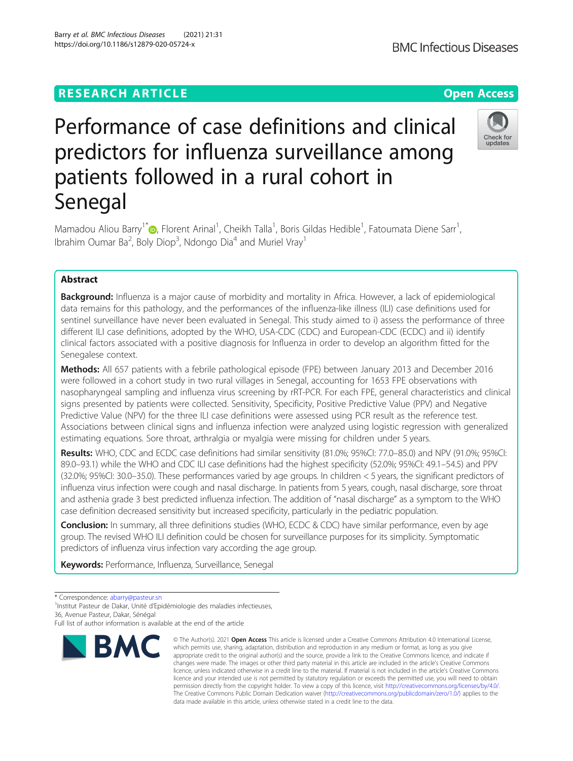RESEARCH ARTICLE

Open Access

# Performance of case definitions and clinical predictors for influenza surveillance among patients followed in a rural cohort in Senegal

Mamadou Aliou Barry[1*], Florent Arinal[1], Cheikh Talla[1], Boris Gildas Hedible[1], Fatoumata Diene Sarr[1], Ibrahim Oumar Ba[2], Boly Diop[3], Ndongo Dia[4] and Muriel Vray[1]

## Abstract

**Background:** Influenza is a major cause of morbidity and mortality in Africa. However, a lack of epidemiological data remains for this pathology, and the performances of the influenza-like illness (ILI) case definitions used for sentinel surveillance have never been evaluated in Senegal. This study aimed to i) assess the performance of three different ILI case definitions, adopted by the WHO, USA-CDC (CDC) and European-CDC (ECDC) and ii) identify clinical factors associated with a positive diagnosis for Influenza in order to develop an algorithm fitted for the Senegalese context.

**Methods:** All 657 patients with a febrile pathological episode (FPE) between January 2013 and December 2016 were followed in a cohort study in two rural villages in Senegal, accounting for 1653 FPE observations with nasopharyngeal sampling and influenza virus screening by rRT-PCR. For each FPE, general characteristics and clinical signs presented by patients were collected. Sensitivity, Specificity, Positive Predictive Value (PPV) and Negative Predictive Value (NPV) for the three ILI case definitions were assessed using PCR result as the reference test. Associations between clinical signs and influenza infection were analyzed using logistic regression with generalized estimating equations. Sore throat, arthralgia or myalgia were missing for children under 5 years.

**Results:** WHO, CDC and ECDC case definitions had similar sensitivity (81.0%; 95%CI: 77.0–85.0) and NPV (91.0%; 95%CI: 89.0–93.1) while the WHO and CDC ILI case definitions had the highest specificity (52.0%; 95%CI: 49.1–54.5) and PPV (32.0%; 95%CI: 30.0–35.0). These performances varied by age groups. In children < 5 years, the significant predictors of influenza virus infection were cough and nasal discharge. In patients from 5 years, cough, nasal discharge, sore throat and asthenia grade 3 best predicted influenza infection. The addition of "nasal discharge" as a symptom to the WHO case definition decreased sensitivity but increased specificity, particularly in the pediatric population.

**Conclusion:** In summary, all three definitions studies (WHO, ECDC & CDC) have similar performance, even by age group. The revised WHO ILI definition could be chosen for surveillance purposes for its simplicity. Symptomatic predictors of influenza virus infection vary according the age group.

**Keywords:** Performance, Influenza, Surveillance, Senegal

* Correspondence: abarry@pasteur.sn
[1]Institut Pasteur de Dakar, Unité d'Epidémiologie des maladies infectieuses, 36, Avenue Pasteur, Dakar, Sénégal
Full list of author information is available at the end of the article

© The Author(s). 2021 **Open Access** This article is licensed under a Creative Commons Attribution 4.0 International License, which permits use, sharing, adaptation, distribution and reproduction in any medium or format, as long as you give appropriate credit to the original author(s) and the source, provide a link to the Creative Commons licence, and indicate if changes were made. The images or other third party material in this article are included in the article's Creative Commons licence, unless indicated otherwise in a credit line to the material. If material is not included in the article's Creative Commons licence and your intended use is not permitted by statutory regulation or exceeds the permitted use, you will need to obtain permission directly from the copyright holder. To view a copy of this licence, visit http://creativecommons.org/licenses/by/4.0/. The Creative Commons Public Domain Dedication waiver (http://creativecommons.org/publicdomain/zero/1.0/) applies to the data made available in this article, unless otherwise stated in a credit line to the data.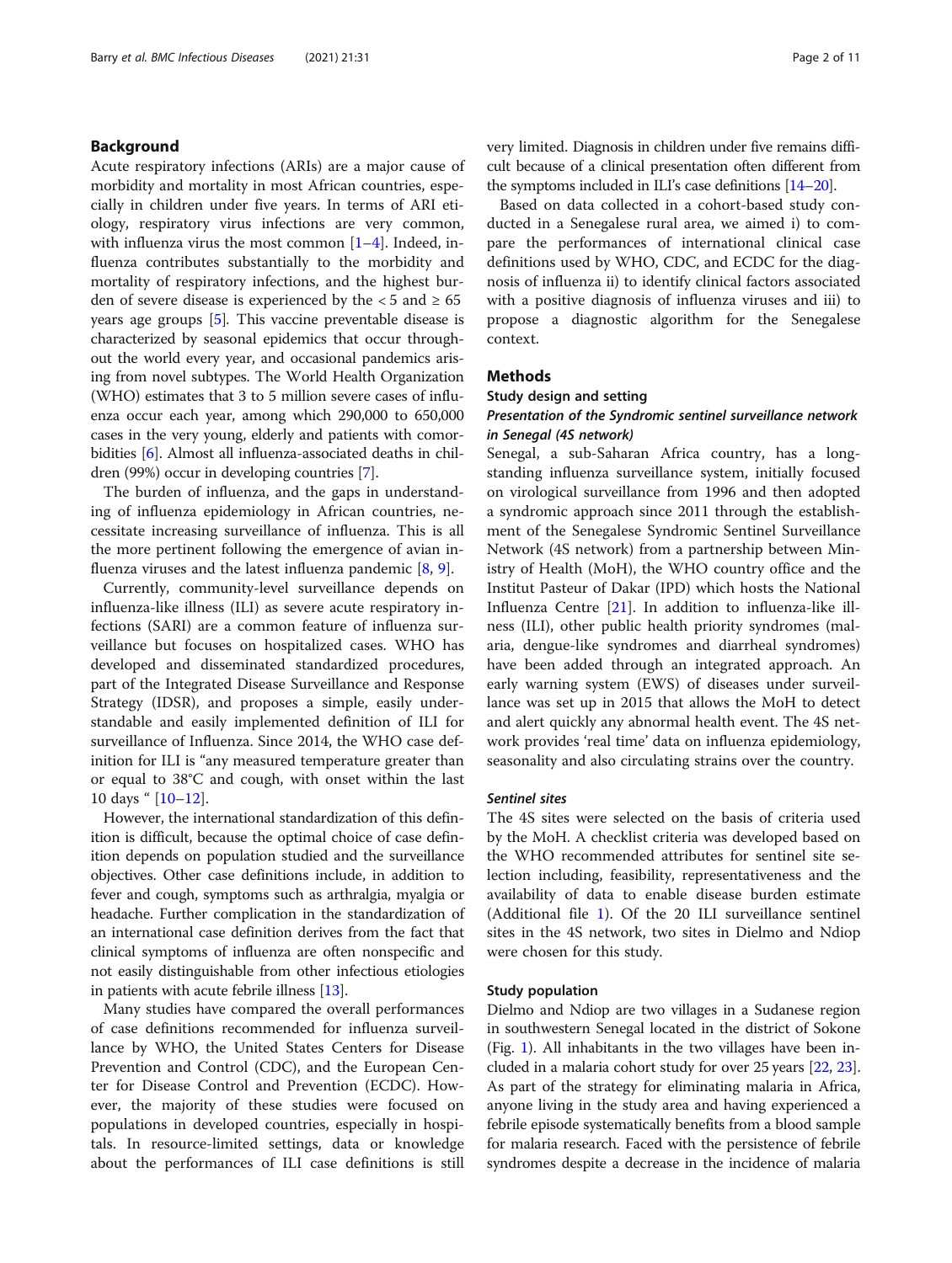## Background

Acute respiratory infections (ARIs) are a major cause of morbidity and mortality in most African countries, especially in children under five years. In terms of ARI etiology, respiratory virus infections are very common, with influenza virus the most common [1–4]. Indeed, influenza contributes substantially to the morbidity and mortality of respiratory infections, and the highest burden of severe disease is experienced by the < 5 and ≥ 65 years age groups [5]. This vaccine preventable disease is characterized by seasonal epidemics that occur throughout the world every year, and occasional pandemics arising from novel subtypes. The World Health Organization (WHO) estimates that 3 to 5 million severe cases of influenza occur each year, among which 290,000 to 650,000 cases in the very young, elderly and patients with comorbidities [6]. Almost all influenza-associated deaths in children (99%) occur in developing countries [7].

The burden of influenza, and the gaps in understanding of influenza epidemiology in African countries, necessitate increasing surveillance of influenza. This is all the more pertinent following the emergence of avian influenza viruses and the latest influenza pandemic [8, 9].

Currently, community-level surveillance depends on influenza-like illness (ILI) as severe acute respiratory infections (SARI) are a common feature of influenza surveillance but focuses on hospitalized cases. WHO has developed and disseminated standardized procedures, part of the Integrated Disease Surveillance and Response Strategy (IDSR), and proposes a simple, easily understandable and easily implemented definition of ILI for surveillance of Influenza. Since 2014, the WHO case definition for ILI is "any measured temperature greater than or equal to 38°C and cough, with onset within the last 10 days " [10–12].

However, the international standardization of this definition is difficult, because the optimal choice of case definition depends on population studied and the surveillance objectives. Other case definitions include, in addition to fever and cough, symptoms such as arthralgia, myalgia or headache. Further complication in the standardization of an international case definition derives from the fact that clinical symptoms of influenza are often nonspecific and not easily distinguishable from other infectious etiologies in patients with acute febrile illness [13].

Many studies have compared the overall performances of case definitions recommended for influenza surveillance by WHO, the United States Centers for Disease Prevention and Control (CDC), and the European Center for Disease Control and Prevention (ECDC). However, the majority of these studies were focused on populations in developed countries, especially in hospitals. In resource-limited settings, data or knowledge about the performances of ILI case definitions is still very limited. Diagnosis in children under five remains difficult because of a clinical presentation often different from the symptoms included in ILI's case definitions [14–20].

Based on data collected in a cohort-based study conducted in a Senegalese rural area, we aimed i) to compare the performances of international clinical case definitions used by WHO, CDC, and ECDC for the diagnosis of influenza ii) to identify clinical factors associated with a positive diagnosis of influenza viruses and iii) to propose a diagnostic algorithm for the Senegalese context.

## Methods

### Study design and setting

#### *Presentation of the Syndromic sentinel surveillance network in Senegal (4S network)*

Senegal, a sub-Saharan Africa country, has a longstanding influenza surveillance system, initially focused on virological surveillance from 1996 and then adopted a syndromic approach since 2011 through the establishment of the Senegalese Syndromic Sentinel Surveillance Network (4S network) from a partnership between Ministry of Health (MoH), the WHO country office and the Institut Pasteur of Dakar (IPD) which hosts the National Influenza Centre [21]. In addition to influenza-like illness (ILI), other public health priority syndromes (malaria, dengue-like syndromes and diarrheal syndromes) have been added through an integrated approach. An early warning system (EWS) of diseases under surveillance was set up in 2015 that allows the MoH to detect and alert quickly any abnormal health event. The 4S network provides 'real time' data on influenza epidemiology, seasonality and also circulating strains over the country.

#### *Sentinel sites*

The 4S sites were selected on the basis of criteria used by the MoH. A checklist criteria was developed based on the WHO recommended attributes for sentinel site selection including, feasibility, representativeness and the availability of data to enable disease burden estimate (Additional file 1). Of the 20 ILI surveillance sentinel sites in the 4S network, two sites in Dielmo and Ndiop were chosen for this study.

### Study population

Dielmo and Ndiop are two villages in a Sudanese region in southwestern Senegal located in the district of Sokone (Fig. 1). All inhabitants in the two villages have been included in a malaria cohort study for over 25 years [22, 23]. As part of the strategy for eliminating malaria in Africa, anyone living in the study area and having experienced a febrile episode systematically benefits from a blood sample for malaria research. Faced with the persistence of febrile syndromes despite a decrease in the incidence of malaria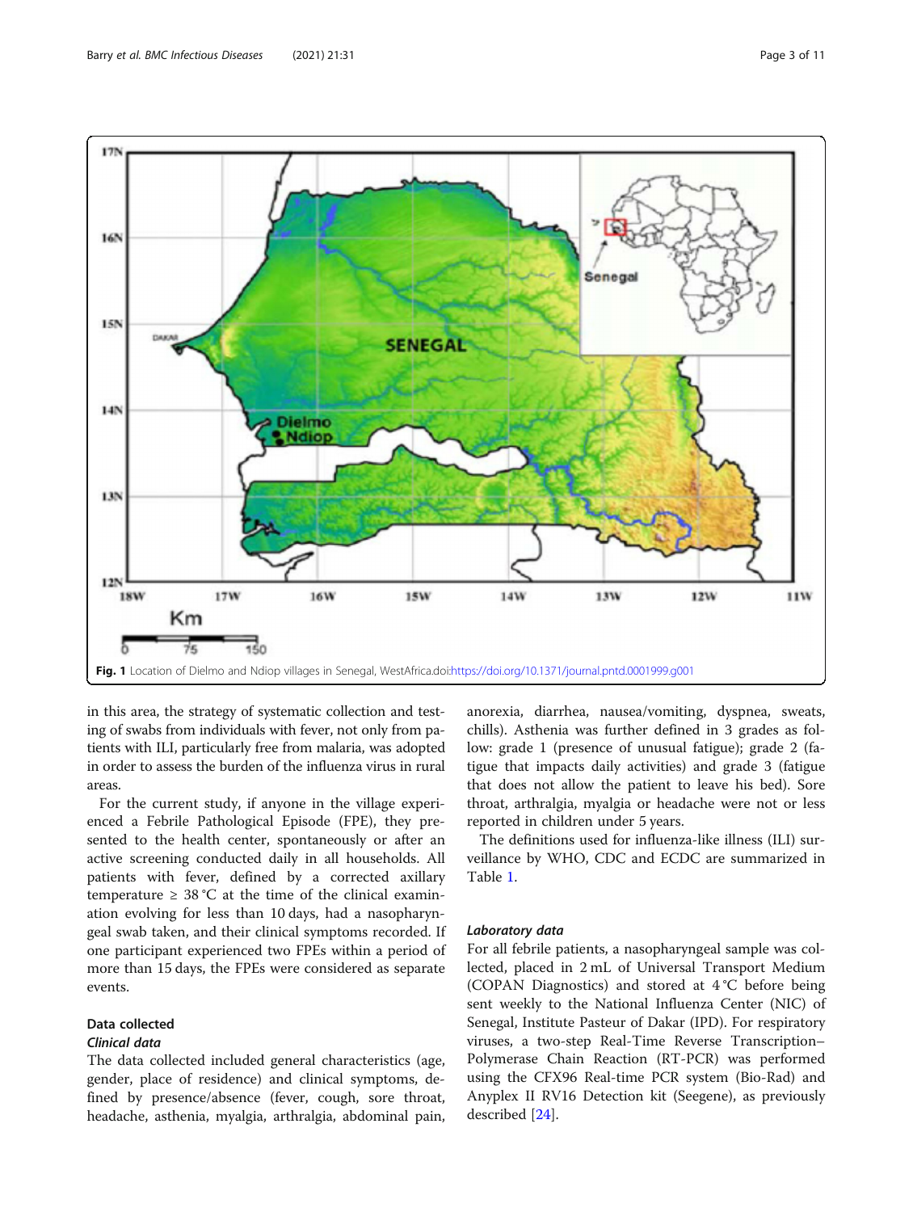Fig. 1 Location of Dielmo and Ndiop villages in Senegal, WestAfrica.doi:https://doi.org/10.1371/journal.pntd.0001999.g001

in this area, the strategy of systematic collection and testing of swabs from individuals with fever, not only from patients with ILI, particularly free from malaria, was adopted in order to assess the burden of the influenza virus in rural areas.

For the current study, if anyone in the village experienced a Febrile Pathological Episode (FPE), they presented to the health center, spontaneously or after an active screening conducted daily in all households. All patients with fever, defined by a corrected axillary temperature ≥ 38 °C at the time of the clinical examination evolving for less than 10 days, had a nasopharyngeal swab taken, and their clinical symptoms recorded. If one participant experienced two FPEs within a period of more than 15 days, the FPEs were considered as separate events.

### Data collected

#### *Clinical data*

The data collected included general characteristics (age, gender, place of residence) and clinical symptoms, defined by presence/absence (fever, cough, sore throat, headache, asthenia, myalgia, arthralgia, abdominal pain, anorexia, diarrhea, nausea/vomiting, dyspnea, sweats, chills). Asthenia was further defined in 3 grades as follow: grade 1 (presence of unusual fatigue); grade 2 (fatigue that impacts daily activities) and grade 3 (fatigue that does not allow the patient to leave his bed). Sore throat, arthralgia, myalgia or headache were not or less reported in children under 5 years.

The definitions used for influenza-like illness (ILI) surveillance by WHO, CDC and ECDC are summarized in Table 1.

#### *Laboratory data*

For all febrile patients, a nasopharyngeal sample was collected, placed in 2 mL of Universal Transport Medium (COPAN Diagnostics) and stored at 4 °C before being sent weekly to the National Influenza Center (NIC) of Senegal, Institute Pasteur of Dakar (IPD). For respiratory viruses, a two-step Real-Time Reverse Transcription–Polymerase Chain Reaction (RT-PCR) was performed using the CFX96 Real-time PCR system (Bio-Rad) and Anyplex II RV16 Detection kit (Seegene), as previously described [24].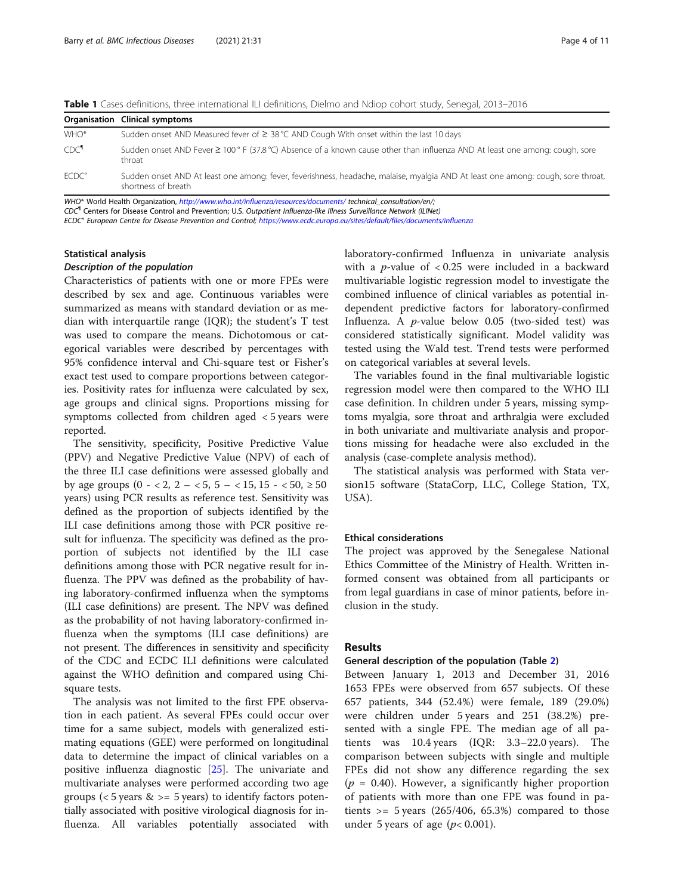**Table 1** Cases definitions, three international ILI definitions, Dielmo and Ndiop cohort study, Senegal, 2013–2016

| Organisation | Clinical symptoms |
|---|---|
| WHO* | Sudden onset AND Measured fever of ≥ 38 °C AND Cough With onset within the last 10 days |
| CDC¶ | Sudden onset AND Fever ≥ 100 ° F (37.8 °C) Absence of a known cause other than influenza AND At least one among: cough, sore throat |
| ECDC" | Sudden onset AND At least one among: fever, feverishness, headache, malaise, myalgia AND At least one among: cough, sore throat, shortness of breath |

*WHO\** World Health Organization, http://www.who.int/influenza/resources/documents/ technical_consultation/en/;
*CDC¶* Centers for Disease Control and Prevention; U.S. *Outpatient Influenza-like Illness Surveillance Network (ILINet)*
*ECDC" European Centre for Disease Prevention and Control; https://www.ecdc.europa.eu/sites/default/files/documents/influenza*

### Statistical analysis

#### *Description of the population*

Characteristics of patients with one or more FPEs were described by sex and age. Continuous variables were summarized as means with standard deviation or as median with interquartile range (IQR); the student's T test was used to compare the means. Dichotomous or categorical variables were described by percentages with 95% confidence interval and Chi-square test or Fisher's exact test used to compare proportions between categories. Positivity rates for influenza were calculated by sex, age groups and clinical signs. Proportions missing for symptoms collected from children aged < 5 years were reported.

The sensitivity, specificity, Positive Predictive Value (PPV) and Negative Predictive Value (NPV) of each of the three ILI case definitions were assessed globally and by age groups (0 - < 2, 2 – < 5, 5 – < 15, 15 - < 50, ≥ 50 years) using PCR results as reference test. Sensitivity was defined as the proportion of subjects identified by the ILI case definitions among those with PCR positive result for influenza. The specificity was defined as the proportion of subjects not identified by the ILI case definitions among those with PCR negative result for influenza. The PPV was defined as the probability of having laboratory-confirmed influenza when the symptoms (ILI case definitions) are present. The NPV was defined as the probability of not having laboratory-confirmed influenza when the symptoms (ILI case definitions) are not present. The differences in sensitivity and specificity of the CDC and ECDC ILI definitions were calculated against the WHO definition and compared using Chi-square tests.

The analysis was not limited to the first FPE observation in each patient. As several FPEs could occur over time for a same subject, models with generalized estimating equations (GEE) were performed on longitudinal data to determine the impact of clinical variables on a positive influenza diagnostic [25]. The univariate and multivariate analyses were performed according two age groups (< 5 years & >= 5 years) to identify factors potentially associated with positive virological diagnosis for influenza. All variables potentially associated with laboratory-confirmed Influenza in univariate analysis with a *p*-value of < 0.25 were included in a backward multivariable logistic regression model to investigate the combined influence of clinical variables as potential independent predictive factors for laboratory-confirmed Influenza. A *p*-value below 0.05 (two-sided test) was considered statistically significant. Model validity was tested using the Wald test. Trend tests were performed on categorical variables at several levels.

The variables found in the final multivariable logistic regression model were then compared to the WHO ILI case definition. In children under 5 years, missing symptoms myalgia, sore throat and arthralgia were excluded in both univariate and multivariate analysis and proportions missing for headache were also excluded in the analysis (case-complete analysis method).

The statistical analysis was performed with Stata version15 software (StataCorp, LLC, College Station, TX, USA).

### Ethical considerations

The project was approved by the Senegalese National Ethics Committee of the Ministry of Health. Written informed consent was obtained from all participants or from legal guardians in case of minor patients, before inclusion in the study.

## Results

### General description of the population (Table 2)

Between January 1, 2013 and December 31, 2016 1653 FPEs were observed from 657 subjects. Of these 657 patients, 344 (52.4%) were female, 189 (29.0%) were children under 5 years and 251 (38.2%) presented with a single FPE. The median age of all patients was 10.4 years (IQR: 3.3–22.0 years). The comparison between subjects with single and multiple FPEs did not show any difference regarding the sex ($p$ = 0.40). However, a significantly higher proportion of patients with more than one FPE was found in patients >= 5 years (265/406, 65.3%) compared to those under 5 years of age ($p$< 0.001).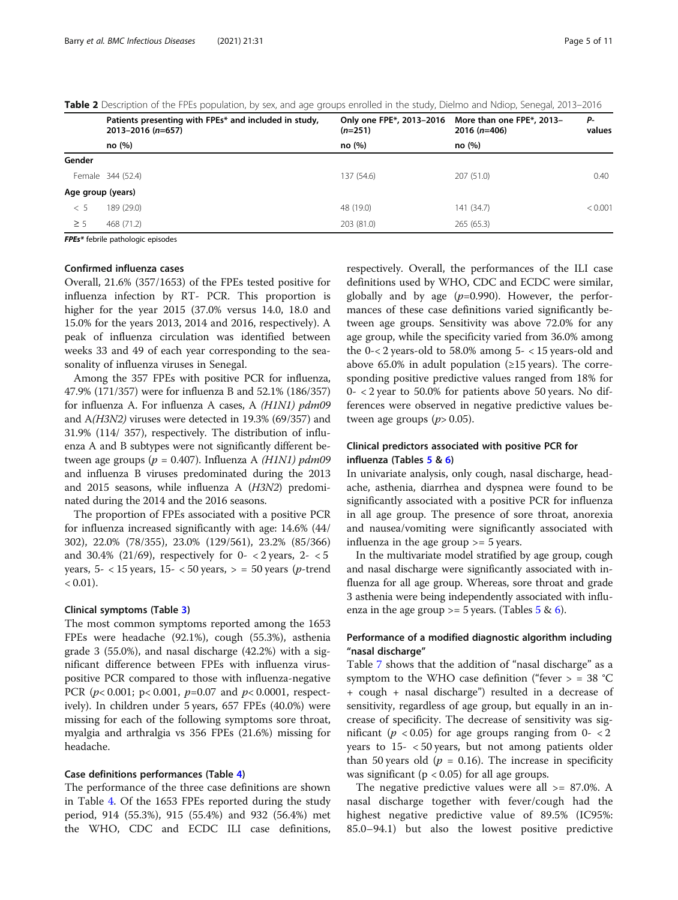**Table 2** Description of the FPEs population, by sex, and age groups enrolled in the study, Dielmo and Ndiop, Senegal, 2013–2016

| | Patients presenting with FPEs* and included in study, 2013–2016 (*n*=657) | Only one FPE*, 2013–2016 (*n*=251) | More than one FPE*, 2013–2016 (*n*=406) | *P*-values |
|---|---|---|---|---|
| | no (%) | no (%) | no (%) | |
| **Gender** | | | | |
| Female | 344 (52.4) | 137 (54.6) | 207 (51.0) | 0.40 |
| **Age group (years)** | | | | |
| < 5 | 189 (29.0) | 48 (19.0) | 141 (34.7) | < 0.001 |
| ≥ 5 | 468 (71.2) | 203 (81.0) | 265 (65.3) | |

***FPEs**** febrile pathologic episodes

### Confirmed influenza cases

Overall, 21.6% (357/1653) of the FPEs tested positive for influenza infection by RT- PCR. This proportion is higher for the year 2015 (37.0% versus 14.0, 18.0 and 15.0% for the years 2013, 2014 and 2016, respectively). A peak of influenza circulation was identified between weeks 33 and 49 of each year corresponding to the seasonality of influenza viruses in Senegal.

Among the 357 FPEs with positive PCR for influenza, 47.9% (171/357) were for influenza B and 52.1% (186/357) for influenza A. For influenza A cases, A *(H1N1) pdm09* and A*(H3N2)* viruses were detected in 19.3% (69/357) and 31.9% (114/ 357), respectively. The distribution of influenza A and B subtypes were not significantly different between age groups ($p = 0.407$). Influenza A *(H1N1) pdm09* and influenza B viruses predominated during the 2013 and 2015 seasons, while influenza A (*H3N2*) predominated during the 2014 and the 2016 seasons.

The proportion of FPEs associated with a positive PCR for influenza increased significantly with age: 14.6% (44/ 302), 22.0% (78/355), 23.0% (129/561), 23.2% (85/366) and 30.4% (21/69), respectively for 0- < 2 years, 2- < 5 years, 5- < 15 years, 15- < 50 years, > = 50 years (*p*-trend < 0.01).

### Clinical symptoms (Table 3)

The most common symptoms reported among the 1653 FPEs were headache (92.1%), cough (55.3%), asthenia grade 3 (55.0%), and nasal discharge (42.2%) with a significant difference between FPEs with influenza virus-positive PCR compared to those with influenza-negative PCR ($p< 0.001$; $p< 0.001$, $p=0.07$ and $p< 0.0001$, respectively). In children under 5 years, 657 FPEs (40.0%) were missing for each of the following symptoms sore throat, myalgia and arthralgia vs 356 FPEs (21.6%) missing for headache.

### Case definitions performances (Table 4)

The performance of the three case definitions are shown in Table 4. Of the 1653 FPEs reported during the study period, 914 (55.3%), 915 (55.4%) and 932 (56.4%) met the WHO, CDC and ECDC ILI case definitions, respectively. Overall, the performances of the ILI case definitions used by WHO, CDC and ECDC were similar, globally and by age ($p=0.990$). However, the performances of these case definitions varied significantly between age groups. Sensitivity was above 72.0% for any age group, while the specificity varied from 36.0% among the 0-< 2 years-old to 58.0% among 5- < 15 years-old and above 65.0% in adult population (≥15 years). The corresponding positive predictive values ranged from 18% for 0- < 2 year to 50.0% for patients above 50 years. No differences were observed in negative predictive values between age groups ($p> 0.05$).

### Clinical predictors associated with positive PCR for influenza (Tables 5 & 6)

In univariate analysis, only cough, nasal discharge, headache, asthenia, diarrhea and dyspnea were found to be significantly associated with a positive PCR for influenza in all age group. The presence of sore throat, anorexia and nausea/vomiting were significantly associated with influenza in the age group >= 5 years.

In the multivariate model stratified by age group, cough and nasal discharge were significantly associated with influenza for all age group. Whereas, sore throat and grade 3 asthenia were being independently associated with influenza in the age group >= 5 years. (Tables 5 & 6).

### Performance of a modified diagnostic algorithm including "nasal discharge"

Table 7 shows that the addition of "nasal discharge" as a symptom to the WHO case definition ("fever > = 38 °C + cough + nasal discharge") resulted in a decrease of sensitivity, regardless of age group, but equally in an increase of specificity. The decrease of sensitivity was significant ($p < 0.05$) for age groups ranging from 0- < 2 years to 15- < 50 years, but not among patients older than 50 years old ($p = 0.16$). The increase in specificity was significant ($p < 0.05$) for all age groups.

The negative predictive values were all >= 87.0%. A nasal discharge together with fever/cough had the highest negative predictive value of 89.5% (IC95%: 85.0–94.1) but also the lowest positive predictive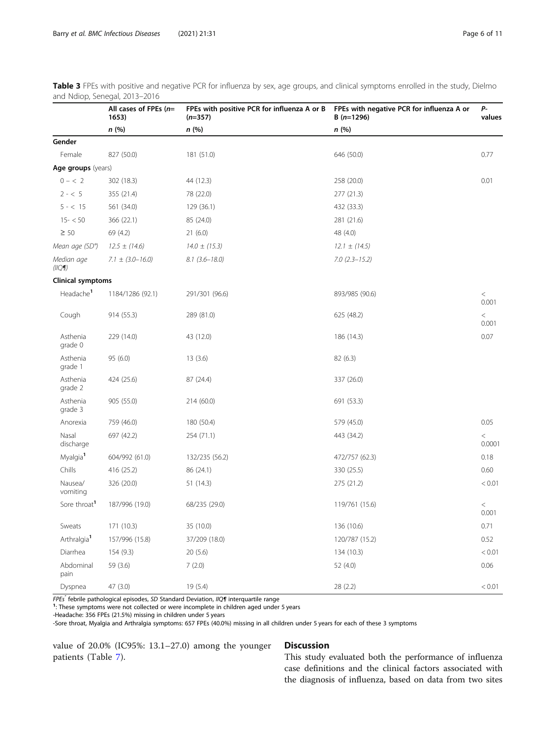**Table 3** FPEs with positive and negative PCR for influenza by sex, age groups, and clinical symptoms enrolled in the study, Dielmo and Ndiop, Senegal, 2013–2016

| | All cases of FPEs (n= 1653) | FPEs with positive PCR for influenza A or B (n=357) | FPEs with negative PCR for influenza A or B (n=1296) | P-values |
|---|---|---|---|---|
| | n (%) | n (%) | n (%) | |
| **Gender** | | | | |
| Female | 827 (50.0) | 181 (51.0) | 646 (50.0) | 0.77 |
| **Age groups** (years) | | | | |
| 0 – < 2 | 302 (18.3) | 44 (12.3) | 258 (20.0) | 0.01 |
| 2 - < 5 | 355 (21.4) | 78 (22.0) | 277 (21.3) | |
| 5 - < 15 | 561 (34.0) | 129 (36.1) | 432 (33.3) | |
| 15- < 50 | 366 (22.1) | 85 (24.0) | 281 (21.6) | |
| ≥ 50 | 69 (4.2) | 21 (6.0) | 48 (4.0) | |
| *Mean age (SD\*)* | *12.5 ± (14.6)* | *14.0 ± (15.3)* | *12.1 ± (14.5)* | |
| *Median age (IIQ¶)* | *7.1 ± (3.0–16.0)* | *8.1 (3.6–18.0)* | *7.0 (2.3–15.2)* | |
| **Clinical symptoms** | | | | |
| Headache[1] | 1184/1286 (92.1) | 291/301 (96.6) | 893/985 (90.6) | < 0.001 |
| Cough | 914 (55.3) | 289 (81.0) | 625 (48.2) | < 0.001 |
| Asthenia grade 0 | 229 (14.0) | 43 (12.0) | 186 (14.3) | 0.07 |
| Asthenia grade 1 | 95 (6.0) | 13 (3.6) | 82 (6.3) | |
| Asthenia grade 2 | 424 (25.6) | 87 (24.4) | 337 (26.0) | |
| Asthenia grade 3 | 905 (55.0) | 214 (60.0) | 691 (53.3) | |
| Anorexia | 759 (46.0) | 180 (50.4) | 579 (45.0) | 0.05 |
| Nasal discharge | 697 (42.2) | 254 (71.1) | 443 (34.2) | < 0.0001 |
| Myalgia[1] | 604/992 (61.0) | 132/235 (56.2) | 472/757 (62.3) | 0.18 |
| Chills | 416 (25.2) | 86 (24.1) | 330 (25.5) | 0.60 |
| Nausea/ vomiting | 326 (20.0) | 51 (14.3) | 275 (21.2) | < 0.01 |
| Sore throat[1] | 187/996 (19.0) | 68/235 (29.0) | 119/761 (15.6) | < 0.001 |
| Sweats | 171 (10.3) | 35 (10.0) | 136 (10.6) | 0.71 |
| Arthralgia[1] | 157/996 (15.8) | 37/209 (18.0) | 120/787 (15.2) | 0.52 |
| Diarrhea | 154 (9.3) | 20 (5.6) | 134 (10.3) | < 0.01 |
| Abdominal pain | 59 (3.6) | 7 (2.0) | 52 (4.0) | 0.06 |
| Dyspnea | 47 (3.0) | 19 (5.4) | 28 (2.2) | < 0.01 |

*FPEs*\* febrile pathological episodes, *SD* Standard Deviation, *IIQ¶* interquartile range
[1]: These symptoms were not collected or were incomplete in children aged under 5 years
-Headache: 356 FPEs (21.5%) missing in children under 5 years
-Sore throat, Myalgia and Arthralgia symptoms: 657 FPEs (40.0%) missing in all children under 5 years for each of these 3 symptoms

value of 20.0% (IC95%: 13.1–27.0) among the younger patients (Table 7).

## Discussion

This study evaluated both the performance of influenza case definitions and the clinical factors associated with the diagnosis of influenza, based on data from two sites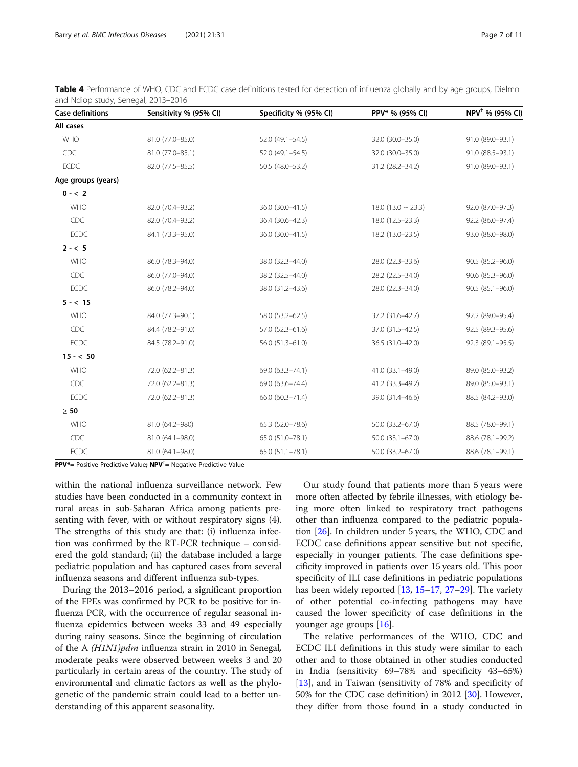**Table 4** Performance of WHO, CDC and ECDC case definitions tested for detection of influenza globally and by age groups, Dielmo and Ndiop study, Senegal, 2013–2016

| Case definitions | Sensitivity % (95% CI) | Specificity % (95% CI) | PPV* % (95% CI) | NPV[†] % (95% CI) |
|---|---|---|---|---|
| **All cases** | | | | |
| WHO | 81.0 (77.0–85.0) | 52.0 (49.1–54.5) | 32.0 (30.0–35.0) | 91.0 (89.0–93.1) |
| CDC | 81.0 (77.0–85.1) | 52.0 (49.1–54.5) | 32.0 (30.0–35.0) | 91.0 (88.5–93.1) |
| ECDC | 82.0 (77.5–85.5) | 50.5 (48.0–53.2) | 31.2 (28.2–34.2) | 91.0 (89.0–93.1) |
| **Age groups (years)** | | | | |
| **0 - < 2** | | | | |
| WHO | 82.0 (70.4–93.2) | 36.0 (30.0–41.5) | 18.0 (13.0 -- 23.3) | 92.0 (87.0–97.3) |
| CDC | 82.0 (70.4–93.2) | 36.4 (30.6–42.3) | 18.0 (12.5–23.3) | 92.2 (86.0–97.4) |
| ECDC | 84.1 (73.3–95.0) | 36.0 (30.0–41.5) | 18.2 (13.0–23.5) | 93.0 (88.0–98.0) |
| **2 - < 5** | | | | |
| WHO | 86.0 (78.3–94.0) | 38.0 (32.3–44.0) | 28.0 (22.3–33.6) | 90.5 (85.2–96.0) |
| CDC | 86.0 (77.0–94.0) | 38.2 (32.5–44.0) | 28.2 (22.5–34.0) | 90.6 (85.3–96.0) |
| ECDC | 86.0 (78.2–94.0) | 38.0 (31.2–43.6) | 28.0 (22.3–34.0) | 90.5 (85.1–96.0) |
| **5 - < 15** | | | | |
| WHO | 84.0 (77.3–90.1) | 58.0 (53.2–62.5) | 37.2 (31.6–42.7) | 92.2 (89.0–95.4) |
| CDC | 84.4 (78.2–91.0) | 57.0 (52.3–61.6) | 37.0 (31.5–42.5) | 92.5 (89.3–95.6) |
| ECDC | 84.5 (78.2–91.0) | 56.0 (51.3–61.0) | 36.5 (31.0–42.0) | 92.3 (89.1–95.5) |
| **15 - < 50** | | | | |
| WHO | 72.0 (62.2–81.3) | 69.0 (63.3–74.1) | 41.0 (33.1–49.0) | 89.0 (85.0–93.2) |
| CDC | 72.0 (62.2–81.3) | 69.0 (63.6–74.4) | 41.2 (33.3–49.2) | 89.0 (85.0–93.1) |
| ECDC | 72.0 (62.2–81.3) | 66.0 (60.3–71.4) | 39.0 (31.4–46.6) | 88.5 (84.2–93.0) |
| **≥ 50** | | | | |
| WHO | 81.0 (64.2–980) | 65.3 (52.0–78.6) | 50.0 (33.2–67.0) | 88.5 (78.0–99.1) |
| CDC | 81.0 (64.1–98.0) | 65.0 (51.0–78.1) | 50.0 (33.1–67.0) | 88.6 (78.1–99.2) |
| ECDC | 81.0 (64.1–98.0) | 65.0 (51.1–78.1) | 50.0 (33.2–67.0) | 88.6 (78.1–99.1) |

**PPV*** = Positive Predictive Value; **NPV[†]** = Negative Predictive Value

within the national influenza surveillance network. Few studies have been conducted in a community context in rural areas in sub-Saharan Africa among patients presenting with fever, with or without respiratory signs (4). The strengths of this study are that: (i) influenza infection was confirmed by the RT-PCR technique – considered the gold standard; (ii) the database included a large pediatric population and has captured cases from several influenza seasons and different influenza sub-types.

During the 2013–2016 period, a significant proportion of the FPEs was confirmed by PCR to be positive for influenza PCR, with the occurrence of regular seasonal influenza epidemics between weeks 33 and 49 especially during rainy seasons. Since the beginning of circulation of the A *(H1N1)pdm* influenza strain in 2010 in Senegal, moderate peaks were observed between weeks 3 and 20 particularly in certain areas of the country. The study of environmental and climatic factors as well as the phylogenetic of the pandemic strain could lead to a better understanding of this apparent seasonality.

Our study found that patients more than 5 years were more often affected by febrile illnesses, with etiology being more often linked to respiratory tract pathogens other than influenza compared to the pediatric population [26]. In children under 5 years, the WHO, CDC and ECDC case definitions appear sensitive but not specific, especially in younger patients. The case definitions specificity improved in patients over 15 years old. This poor specificity of ILI case definitions in pediatric populations has been widely reported [13, 15–17, 27–29]. The variety of other potential co-infecting pathogens may have caused the lower specificity of case definitions in the younger age groups [16].

The relative performances of the WHO, CDC and ECDC ILI definitions in this study were similar to each other and to those obtained in other studies conducted in India (sensitivity 69–78% and specificity 43–65%) [13], and in Taiwan (sensitivity of 78% and specificity of 50% for the CDC case definition) in 2012 [30]. However, they differ from those found in a study conducted in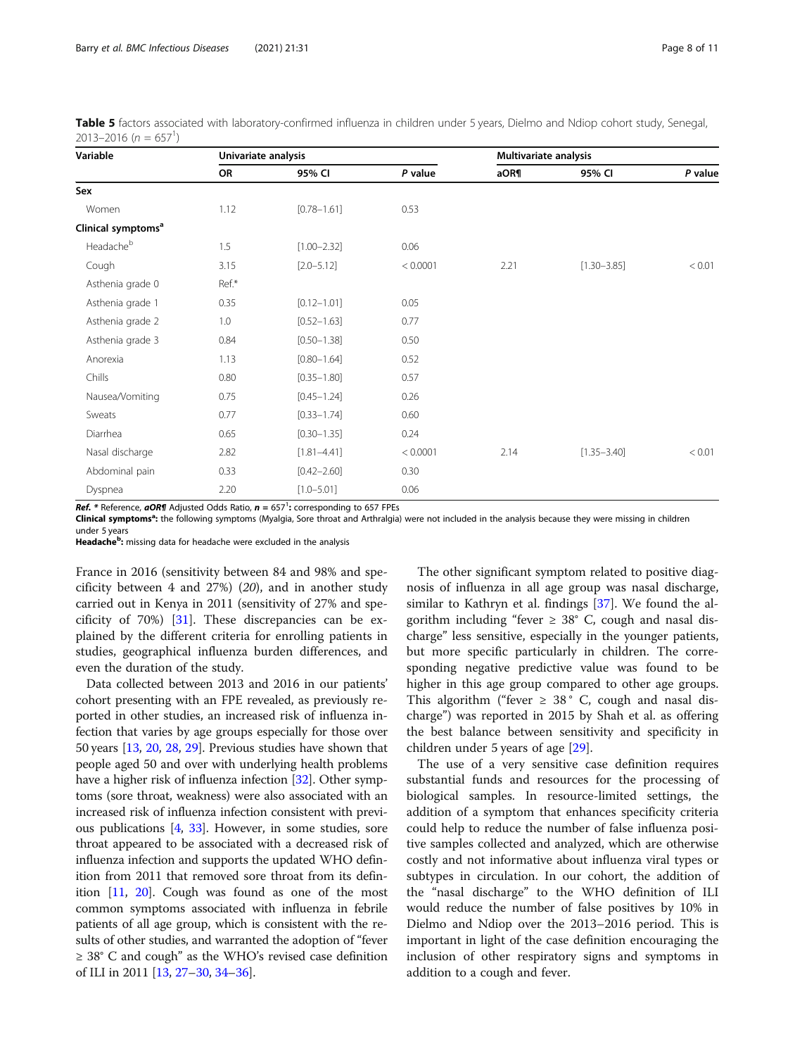**Table 5** factors associated with laboratory-confirmed influenza in children under 5 years, Dielmo and Ndiop cohort study, Senegal, 2013–2016 ($n$ = 657[1])

| Variable | Univariate analysis | | | Multivariate analysis | | |
|---|---|---|---|---|---|---|
| | OR | 95% CI | *P* value | aOR¶ | 95% CI | *P* value |
| **Sex** | | | | | | |
| Women | 1.12 | [0.78–1.61] | 0.53 | | | |
| **Clinical symptoms[a]** | | | | | | |
| Headache[b] | 1.5 | [1.00–2.32] | 0.06 | | | |
| Cough | 3.15 | [2.0–5.12] | < 0.0001 | 2.21 | [1.30–3.85] | < 0.01 |
| Asthenia grade 0 | Ref.* | | | | | |
| Asthenia grade 1 | 0.35 | [0.12–1.01] | 0.05 | | | |
| Asthenia grade 2 | 1.0 | [0.52–1.63] | 0.77 | | | |
| Asthenia grade 3 | 0.84 | [0.50–1.38] | 0.50 | | | |
| Anorexia | 1.13 | [0.80–1.64] | 0.52 | | | |
| Chills | 0.80 | [0.35–1.80] | 0.57 | | | |
| Nausea/Vomiting | 0.75 | [0.45–1.24] | 0.26 | | | |
| Sweats | 0.77 | [0.33–1.74] | 0.60 | | | |
| Diarrhea | 0.65 | [0.30–1.35] | 0.24 | | | |
| Nasal discharge | 2.82 | [1.81–4.41] | < 0.0001 | 2.14 | [1.35–3.40] | < 0.01 |
| Abdominal pain | 0.33 | [0.42–2.60] | 0.30 | | | |
| Dyspnea | 2.20 | [1.0–5.01] | 0.06 | | | |

***Ref.*** * Reference, ***aOR¶*** Adjusted Odds Ratio, ***n*** = 657[1]: corresponding to 657 FPEs

**Clinical symptoms[a]:** the following symptoms (Myalgia, Sore throat and Arthralgia) were not included in the analysis because they were missing in children under 5 years

**Headache[b]:** missing data for headache were excluded in the analysis

France in 2016 (sensitivity between 84 and 98% and specificity between 4 and 27%) (*20*), and in another study carried out in Kenya in 2011 (sensitivity of 27% and specificity of 70%) [31]. These discrepancies can be explained by the different criteria for enrolling patients in studies, geographical influenza burden differences, and even the duration of the study.

Data collected between 2013 and 2016 in our patients' cohort presenting with an FPE revealed, as previously reported in other studies, an increased risk of influenza infection that varies by age groups especially for those over 50 years [13, 20, 28, 29]. Previous studies have shown that people aged 50 and over with underlying health problems have a higher risk of influenza infection [32]. Other symptoms (sore throat, weakness) were also associated with an increased risk of influenza infection consistent with previous publications [4, 33]. However, in some studies, sore throat appeared to be associated with a decreased risk of influenza infection and supports the updated WHO definition from 2011 that removed sore throat from its definition [11, 20]. Cough was found as one of the most common symptoms associated with influenza in febrile patients of all age group, which is consistent with the results of other studies, and warranted the adoption of "fever ≥ 38° C and cough" as the WHO's revised case definition of ILI in 2011 [13, 27–30, 34–36].

The other significant symptom related to positive diagnosis of influenza in all age group was nasal discharge, similar to Kathryn et al. findings [37]. We found the algorithm including "fever ≥ 38° C, cough and nasal discharge" less sensitive, especially in the younger patients, but more specific particularly in children. The corresponding negative predictive value was found to be higher in this age group compared to other age groups. This algorithm ("fever ≥ 38° C, cough and nasal discharge") was reported in 2015 by Shah et al. as offering the best balance between sensitivity and specificity in children under 5 years of age [29].

The use of a very sensitive case definition requires substantial funds and resources for the processing of biological samples. In resource-limited settings, the addition of a symptom that enhances specificity criteria could help to reduce the number of false influenza positive samples collected and analyzed, which are otherwise costly and not informative about influenza viral types or subtypes in circulation. In our cohort, the addition of the "nasal discharge" to the WHO definition of ILI would reduce the number of false positives by 10% in Dielmo and Ndiop over the 2013–2016 period. This is important in light of the case definition encouraging the inclusion of other respiratory signs and symptoms in addition to a cough and fever.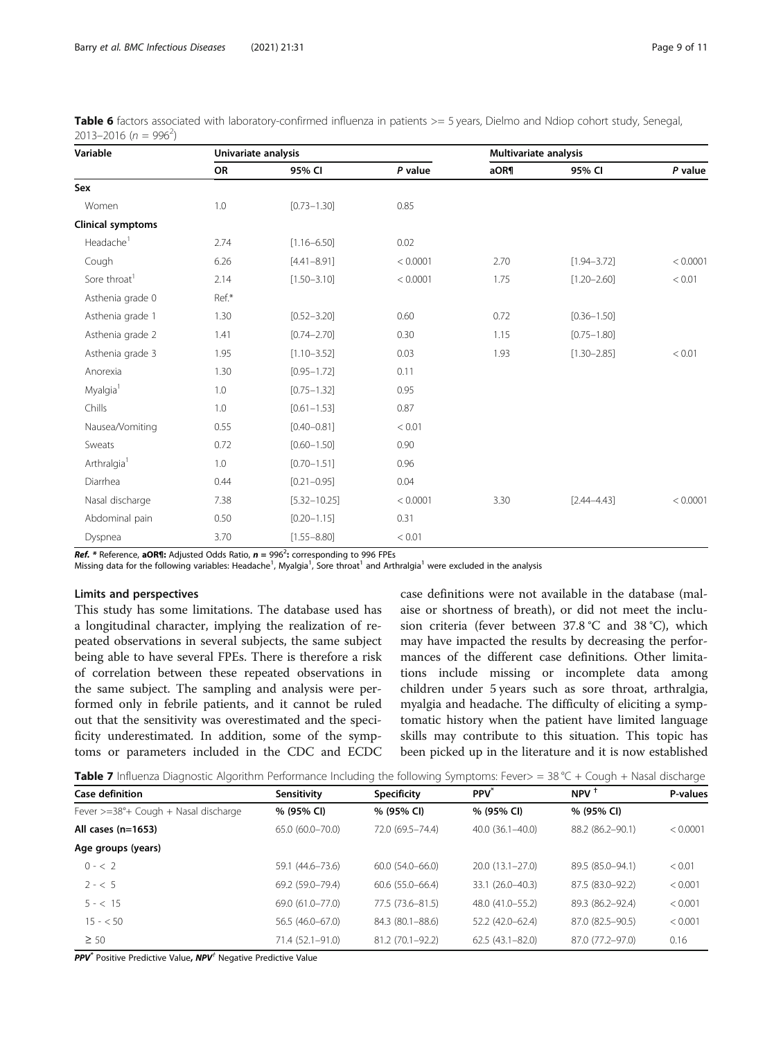**Table 6** factors associated with laboratory-confirmed influenza in patients >= 5 years, Dielmo and Ndiop cohort study, Senegal, 2013–2016 ($n$ = 996[2])

| Variable | Univariate analysis | | | Multivariate analysis | | |
|---|---|---|---|---|---|---|
| | OR | 95% CI | *P* value | aOR¶ | 95% CI | *P* value |
| **Sex** | | | | | | |
| Women | 1.0 | [0.73–1.30] | 0.85 | | | |
| **Clinical symptoms** | | | | | | |
| Headache[1] | 2.74 | [1.16–6.50] | 0.02 | | | |
| Cough | 6.26 | [4.41–8.91] | < 0.0001 | 2.70 | [1.94–3.72] | < 0.0001 |
| Sore throat[1] | 2.14 | [1.50–3.10] | < 0.0001 | 1.75 | [1.20–2.60] | < 0.01 |
| Asthenia grade 0 | Ref.* | | | | | |
| Asthenia grade 1 | 1.30 | [0.52–3.20] | 0.60 | 0.72 | [0.36–1.50] | |
| Asthenia grade 2 | 1.41 | [0.74–2.70] | 0.30 | 1.15 | [0.75–1.80] | |
| Asthenia grade 3 | 1.95 | [1.10–3.52] | 0.03 | 1.93 | [1.30–2.85] | < 0.01 |
| Anorexia | 1.30 | [0.95–1.72] | 0.11 | | | |
| Myalgia[1] | 1.0 | [0.75–1.32] | 0.95 | | | |
| Chills | 1.0 | [0.61–1.53] | 0.87 | | | |
| Nausea/Vomiting | 0.55 | [0.40–0.81] | < 0.01 | | | |
| Sweats | 0.72 | [0.60–1.50] | 0.90 | | | |
| Arthralgia[1] | 1.0 | [0.70–1.51] | 0.96 | | | |
| Diarrhea | 0.44 | [0.21–0.95] | 0.04 | | | |
| Nasal discharge | 7.38 | [5.32–10.25] | < 0.0001 | 3.30 | [2.44–4.43] | < 0.0001 |
| Abdominal pain | 0.50 | [0.20–1.15] | 0.31 | | | |
| Dyspnea | 3.70 | [1.55–8.80] | < 0.01 | | | |

***Ref.*** * Reference, **aOR¶:** Adjusted Odds Ratio, ***n*** **=** 996[2]**:** corresponding to 996 FPEs
Missing data for the following variables: Headache[1], Myalgia[1], Sore throat[1] and Arthralgia[1] were excluded in the analysis

### Limits and perspectives

This study has some limitations. The database used has a longitudinal character, implying the realization of repeated observations in several subjects, the same subject being able to have several FPEs. There is therefore a risk of correlation between these repeated observations in the same subject. The sampling and analysis were performed only in febrile patients, and it cannot be ruled out that the sensitivity was overestimated and the specificity underestimated. In addition, some of the symptoms or parameters included in the CDC and ECDC case definitions were not available in the database (malaise or shortness of breath), or did not meet the inclusion criteria (fever between 37.8 °C and 38 °C), which may have impacted the results by decreasing the performances of the different case definitions. Other limitations include missing or incomplete data among children under 5 years such as sore throat, arthralgia, myalgia and headache. The difficulty of eliciting a symptomatic history when the patient have limited language skills may contribute to this situation. This topic has been picked up in the literature and it is now established

**Table 7** Influenza Diagnostic Algorithm Performance Including the following Symptoms: Fever> = 38 °C + Cough + Nasal discharge

| Case definition | Sensitivity | Specificity | PPV* | NPV † | P-values |
|---|---|---|---|---|---|
| Fever >=38°+ Cough + Nasal discharge | % (95% CI) | % (95% CI) | % (95% CI) | % (95% CI) | |
| **All cases (n=1653)** | 65.0 (60.0–70.0) | 72.0 (69.5–74.4) | 40.0 (36.1–40.0) | 88.2 (86.2–90.1) | < 0.0001 |
| **Age groups (years)** | | | | | |
| 0 - < 2 | 59.1 (44.6–73.6) | 60.0 (54.0–66.0) | 20.0 (13.1–27.0) | 89.5 (85.0–94.1) | < 0.01 |
| 2 - < 5 | 69.2 (59.0–79.4) | 60.6 (55.0–66.4) | 33.1 (26.0–40.3) | 87.5 (83.0–92.2) | < 0.001 |
| 5 - < 15 | 69.0 (61.0–77.0) | 77.5 (73.6–81.5) | 48.0 (41.0–55.2) | 89.3 (86.2–92.4) | < 0.001 |
| 15 - < 50 | 56.5 (46.0–67.0) | 84.3 (80.1–88.6) | 52.2 (42.0–62.4) | 87.0 (82.5–90.5) | < 0.001 |
| ≥ 50 | 71.4 (52.1–91.0) | 81.2 (70.1–92.2) | 62.5 (43.1–82.0) | 87.0 (77.2–97.0) | 0.16 |

***PPV**** Positive Predictive Value, ***NPV***† Negative Predictive Value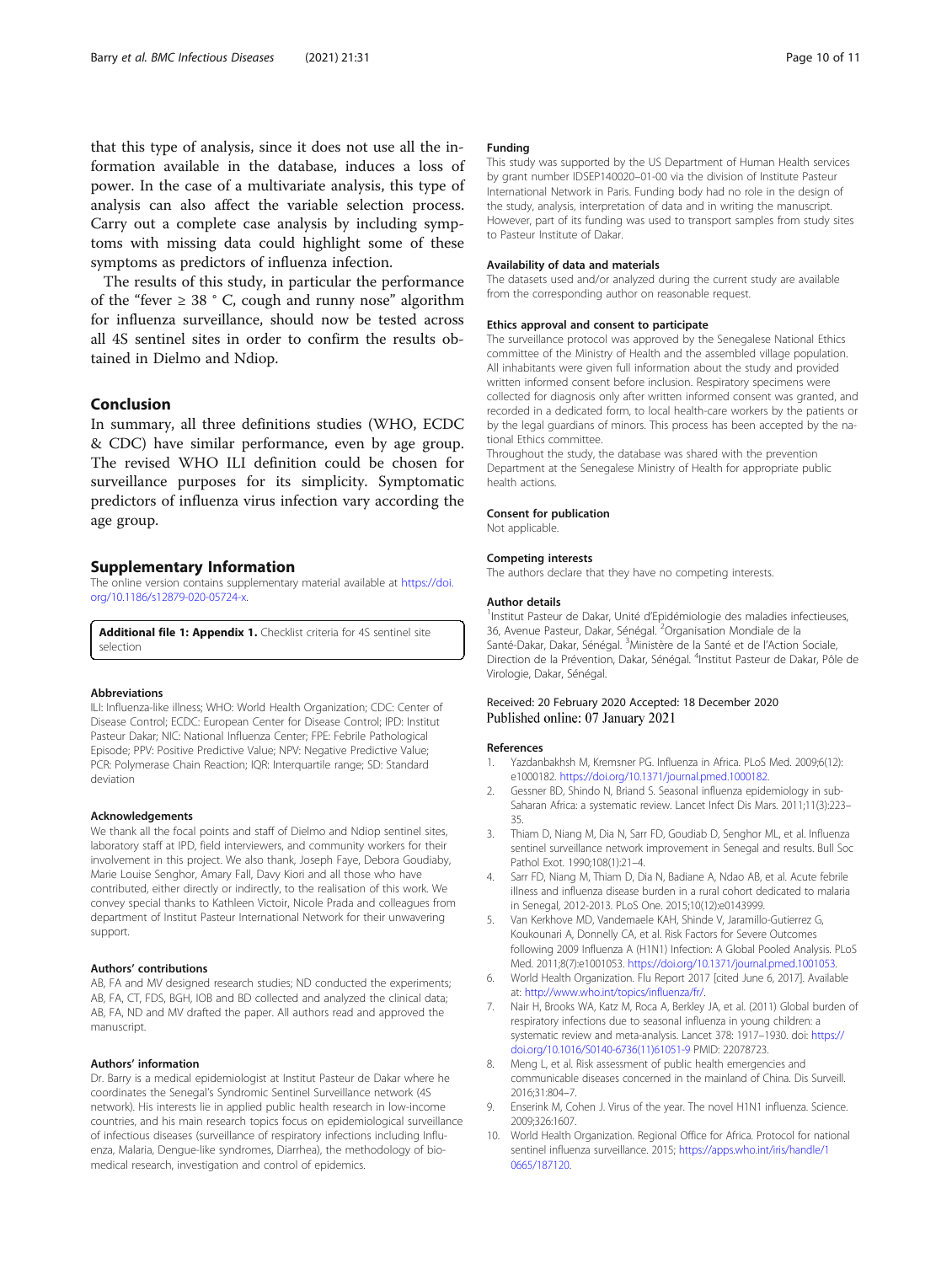that this type of analysis, since it does not use all the information available in the database, induces a loss of power. In the case of a multivariate analysis, this type of analysis can also affect the variable selection process. Carry out a complete case analysis by including symptoms with missing data could highlight some of these symptoms as predictors of influenza infection.

The results of this study, in particular the performance of the "fever ≥ 38 ° C, cough and runny nose" algorithm for influenza surveillance, should now be tested across all 4S sentinel sites in order to confirm the results obtained in Dielmo and Ndiop.

## Conclusion

In summary, all three definitions studies (WHO, ECDC & CDC) have similar performance, even by age group. The revised WHO ILI definition could be chosen for surveillance purposes for its simplicity. Symptomatic predictors of influenza virus infection vary according the age group.

## Supplementary Information

The online version contains supplementary material available at https://doi.org/10.1186/s12879-020-05724-x.

**Additional file 1: Appendix 1.** Checklist criteria for 4S sentinel site selection

### Abbreviations

ILI: Influenza-like illness; WHO: World Health Organization; CDC: Center of Disease Control; ECDC: European Center for Disease Control; IPD: Institut Pasteur Dakar; NIC: National Influenza Center; FPE: Febrile Pathological Episode; PPV: Positive Predictive Value; NPV: Negative Predictive Value; PCR: Polymerase Chain Reaction; IQR: Interquartile range; SD: Standard deviation

### Acknowledgements

We thank all the focal points and staff of Dielmo and Ndiop sentinel sites, laboratory staff at IPD, field interviewers, and community workers for their involvement in this project. We also thank, Joseph Faye, Debora Goudiaby, Marie Louise Senghor, Amary Fall, Davy Kiori and all those who have contributed, either directly or indirectly, to the realisation of this work. We convey special thanks to Kathleen Victoir, Nicole Prada and colleagues from department of Institut Pasteur International Network for their unwavering support.

### Authors' contributions

AB, FA and MV designed research studies; ND conducted the experiments; AB, FA, CT, FDS, BGH, IOB and BD collected and analyzed the clinical data; AB, FA, ND and MV drafted the paper. All authors read and approved the manuscript.

### Authors' information

Dr. Barry is a medical epidemiologist at Institut Pasteur de Dakar where he coordinates the Senegal's Syndromic Sentinel Surveillance network (4S network). His interests lie in applied public health research in low-income countries, and his main research topics focus on epidemiological surveillance of infectious diseases (surveillance of respiratory infections including Influenza, Malaria, Dengue-like syndromes, Diarrhea), the methodology of biomedical research, investigation and control of epidemics.

### Funding

This study was supported by the US Department of Human Health services by grant number IDSEP140020–01-00 via the division of Institute Pasteur International Network in Paris. Funding body had no role in the design of the study, analysis, interpretation of data and in writing the manuscript. However, part of its funding was used to transport samples from study sites to Pasteur Institute of Dakar.

### Availability of data and materials

The datasets used and/or analyzed during the current study are available from the corresponding author on reasonable request.

### Ethics approval and consent to participate

The surveillance protocol was approved by the Senegalese National Ethics committee of the Ministry of Health and the assembled village population. All inhabitants were given full information about the study and provided written informed consent before inclusion. Respiratory specimens were collected for diagnosis only after written informed consent was granted, and recorded in a dedicated form, to local health-care workers by the patients or by the legal guardians of minors. This process has been accepted by the national Ethics committee.

Throughout the study, the database was shared with the prevention Department at the Senegalese Ministry of Health for appropriate public health actions.

### Consent for publication

Not applicable.

### Competing interests

The authors declare that they have no competing interests.

### Author details

[1]Institut Pasteur de Dakar, Unité d'Epidémiologie des maladies infectieuses, 36, Avenue Pasteur, Dakar, Sénégal. [2]Organisation Mondiale de la Santé-Dakar, Dakar, Sénégal. [3]Ministère de la Santé et de l'Action Sociale, Direction de la Prévention, Dakar, Sénégal. [4]Institut Pasteur de Dakar, Pôle de Virologie, Dakar, Sénégal.

Received: 20 February 2020 Accepted: 18 December 2020
Published online: 07 January 2021

### References

1. Yazdanbakhsh M, Kremsner PG. Influenza in Africa. PLoS Med. 2009;6(12): e1000182. https://doi.org/10.1371/journal.pmed.1000182.
2. Gessner BD, Shindo N, Briand S. Seasonal influenza epidemiology in sub-Saharan Africa: a systematic review. Lancet Infect Dis Mars. 2011;11(3):223–35.
3. Thiam D, Niang M, Dia N, Sarr FD, Goudiab D, Senghor ML, et al. Influenza sentinel surveillance network improvement in Senegal and results. Bull Soc Pathol Exot. 1990;108(1):21–4.
4. Sarr FD, Niang M, Thiam D, Dia N, Badiane A, Ndao AB, et al. Acute febrile illness and influenza disease burden in a rural cohort dedicated to malaria in Senegal, 2012-2013. PLoS One. 2015;10(12):e0143999.
5. Van Kerkhove MD, Vandemaele KAH, Shinde V, Jaramillo-Gutierrez G, Koukounari A, Donnelly CA, et al. Risk Factors for Severe Outcomes following 2009 Influenza A (H1N1) Infection: A Global Pooled Analysis. PLoS Med. 2011;8(7):e1001053. https://doi.org/10.1371/journal.pmed.1001053.
6. World Health Organization. Flu Report 2017 [cited June 6, 2017]. Available at: http://www.who.int/topics/influenza/fr/.
7. Nair H, Brooks WA, Katz M, Roca A, Berkley JA, et al. (2011) Global burden of respiratory infections due to seasonal influenza in young children: a systematic review and meta-analysis. Lancet 378: 1917–1930. doi: https://doi.org/10.1016/S0140-6736(11)61051-9 PMID: 22078723.
8. Meng L, et al. Risk assessment of public health emergencies and communicable diseases concerned in the mainland of China. Dis Surveill. 2016;31:804–7.
9. Enserink M, Cohen J. Virus of the year. The novel H1N1 influenza. Science. 2009;326:1607.
10. World Health Organization. Regional Office for Africa. Protocol for national sentinel influenza surveillance. 2015; https://apps.who.int/iris/handle/10665/187120.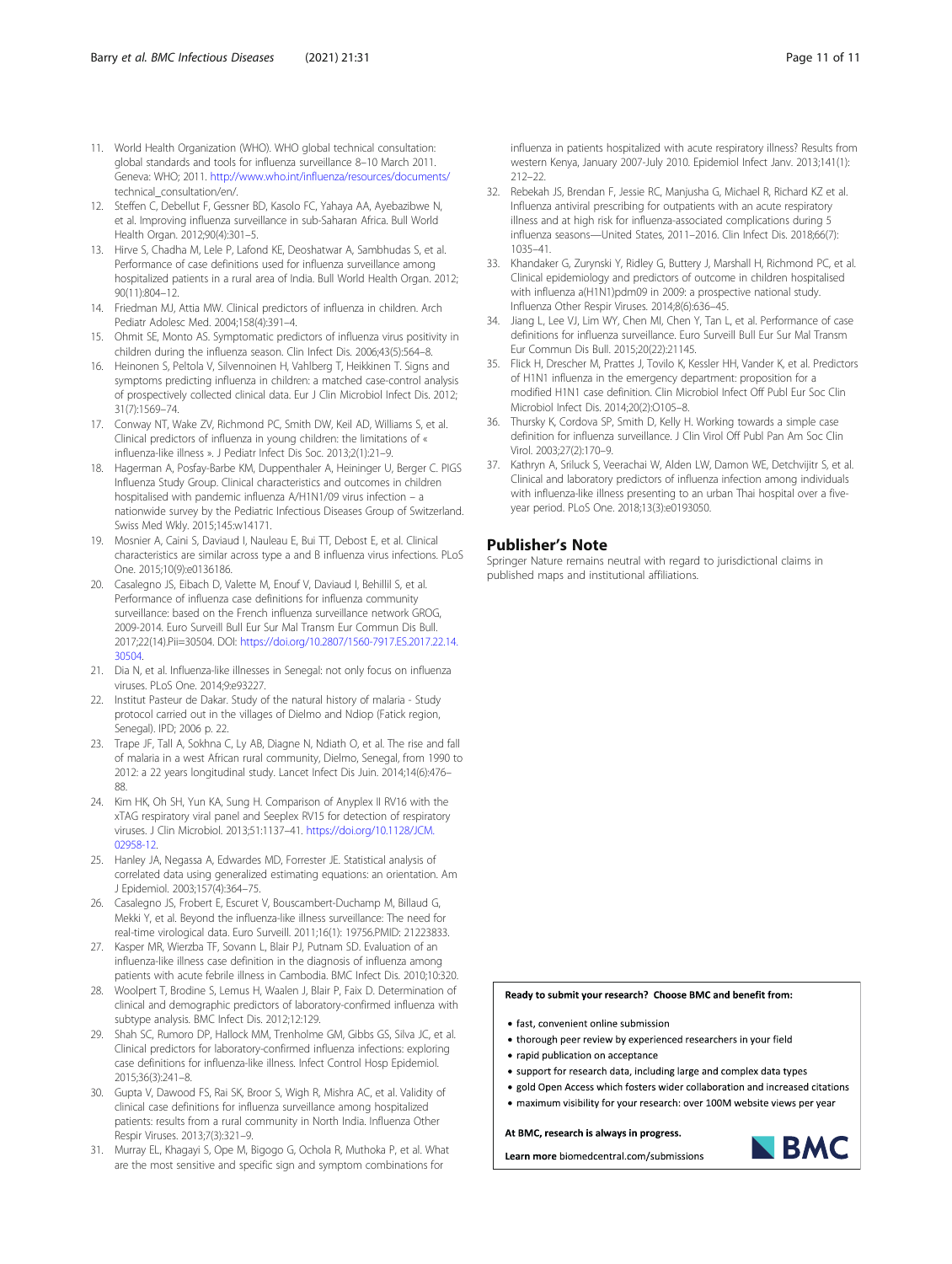11. World Health Organization (WHO). WHO global technical consultation: global standards and tools for influenza surveillance 8–10 March 2011. Geneva: WHO; 2011. http://www.who.int/influenza/resources/documents/technical_consultation/en/.
12. Steffen C, Debellut F, Gessner BD, Kasolo FC, Yahaya AA, Ayebazibwe N, et al. Improving influenza surveillance in sub-Saharan Africa. Bull World Health Organ. 2012;90(4):301–5.
13. Hirve S, Chadha M, Lele P, Lafond KE, Deoshatwar A, Sambhudas S, et al. Performance of case definitions used for influenza surveillance among hospitalized patients in a rural area of India. Bull World Health Organ. 2012; 90(11):804–12.
14. Friedman MJ, Attia MW. Clinical predictors of influenza in children. Arch Pediatr Adolesc Med. 2004;158(4):391–4.
15. Ohmit SE, Monto AS. Symptomatic predictors of influenza virus positivity in children during the influenza season. Clin Infect Dis. 2006;43(5):564–8.
16. Heinonen S, Peltola V, Silvennoinen H, Vahlberg T, Heikkinen T. Signs and symptoms predicting influenza in children: a matched case-control analysis of prospectively collected clinical data. Eur J Clin Microbiol Infect Dis. 2012; 31(7):1569–74.
17. Conway NT, Wake ZV, Richmond PC, Smith DW, Keil AD, Williams S, et al. Clinical predictors of influenza in young children: the limitations of « influenza-like illness ». J Pediatr Infect Dis Soc. 2013;2(1):21–9.
18. Hagerman A, Posfay-Barbe KM, Duppenthaler A, Heininger U, Berger C. PIGS Influenza Study Group. Clinical characteristics and outcomes in children hospitalised with pandemic influenza A/H1N1/09 virus infection – a nationwide survey by the Pediatric Infectious Diseases Group of Switzerland. Swiss Med Wkly. 2015;145:w14171.
19. Mosnier A, Caini S, Daviaud I, Nauleau E, Bui TT, Debost E, et al. Clinical characteristics are similar across type a and B influenza virus infections. PLoS One. 2015;10(9):e0136186.
20. Casalegno JS, Eibach D, Valette M, Enouf V, Daviaud I, Behillil S, et al. Performance of influenza case definitions for influenza community surveillance: based on the French influenza surveillance network GROG, 2009-2014. Euro Surveill Bull Eur Sur Mal Transm Eur Commun Dis Bull. 2017;22(14).Pii=30504. DOI: https://doi.org/10.2807/1560-7917.ES.2017.22.14.30504.
21. Dia N, et al. Influenza-like illnesses in Senegal: not only focus on influenza viruses. PLoS One. 2014;9:e93227.
22. Institut Pasteur de Dakar. Study of the natural history of malaria - Study protocol carried out in the villages of Dielmo and Ndiop (Fatick region, Senegal). IPD; 2006 p. 22.
23. Trape JF, Tall A, Sokhna C, Ly AB, Diagne N, Ndiath O, et al. The rise and fall of malaria in a west African rural community, Dielmo, Senegal, from 1990 to 2012: a 22 years longitudinal study. Lancet Infect Dis Juin. 2014;14(6):476–88.
24. Kim HK, Oh SH, Yun KA, Sung H. Comparison of Anyplex II RV16 with the xTAG respiratory viral panel and Seeplex RV15 for detection of respiratory viruses. J Clin Microbiol. 2013;51:1137–41. https://doi.org/10.1128/JCM.02958-12.
25. Hanley JA, Negassa A, Edwardes MD, Forrester JE. Statistical analysis of correlated data using generalized estimating equations: an orientation. Am J Epidemiol. 2003;157(4):364–75.
26. Casalegno JS, Frobert E, Escuret V, Bouscambert-Duchamp M, Billaud G, Mekki Y, et al. Beyond the influenza-like illness surveillance: The need for real-time virological data. Euro Surveill. 2011;16(1): 19756.PMID: 21223833.
27. Kasper MR, Wierzba TF, Sovann L, Blair PJ, Putnam SD. Evaluation of an influenza-like illness case definition in the diagnosis of influenza among patients with acute febrile illness in Cambodia. BMC Infect Dis. 2010;10:320.
28. Woolpert T, Brodine S, Lemus H, Waalen J, Blair P, Faix D. Determination of clinical and demographic predictors of laboratory-confirmed influenza with subtype analysis. BMC Infect Dis. 2012;12:129.
29. Shah SC, Rumoro DP, Hallock MM, Trenholme GM, Gibbs GS, Silva JC, et al. Clinical predictors for laboratory-confirmed influenza infections: exploring case definitions for influenza-like illness. Infect Control Hosp Epidemiol. 2015;36(3):241–8.
30. Gupta V, Dawood FS, Rai SK, Broor S, Wigh R, Mishra AC, et al. Validity of clinical case definitions for influenza surveillance among hospitalized patients: results from a rural community in North India. Influenza Other Respir Viruses. 2013;7(3):321–9.
31. Murray EL, Khagayi S, Ope M, Bigogo G, Ochola R, Muthoka P, et al. What are the most sensitive and specific sign and symptom combinations for influenza in patients hospitalized with acute respiratory illness? Results from western Kenya, January 2007-July 2010. Epidemiol Infect Janv. 2013;141(1): 212–22.
32. Rebekah JS, Brendan F, Jessie RC, Manjusha G, Michael R, Richard KZ et al. Influenza antiviral prescribing for outpatients with an acute respiratory illness and at high risk for influenza-associated complications during 5 influenza seasons—United States, 2011–2016. Clin Infect Dis. 2018;66(7): 1035–41.
33. Khandaker G, Zurynski Y, Ridley G, Buttery J, Marshall H, Richmond PC, et al. Clinical epidemiology and predictors of outcome in children hospitalised with influenza a(H1N1)pdm09 in 2009: a prospective national study. Influenza Other Respir Viruses. 2014;8(6):636–45.
34. Jiang L, Lee VJ, Lim WY, Chen MI, Chen Y, Tan L, et al. Performance of case definitions for influenza surveillance. Euro Surveill Bull Eur Sur Mal Transm Eur Commun Dis Bull. 2015;20(22):21145.
35. Flick H, Drescher M, Prattes J, Tovilo K, Kessler HH, Vander K, et al. Predictors of H1N1 influenza in the emergency department: proposition for a modified H1N1 case definition. Clin Microbiol Infect Off Publ Eur Soc Clin Microbiol Infect Dis. 2014;20(2):O105–8.
36. Thursky K, Cordova SP, Smith D, Kelly H. Working towards a simple case definition for influenza surveillance. J Clin Virol Off Publ Pan Am Soc Clin Virol. 2003;27(2):170–9.
37. Kathryn A, Sriluck S, Veerachai W, Alden LW, Damon WE, Detchvijitr S, et al. Clinical and laboratory predictors of influenza infection among individuals with influenza-like illness presenting to an urban Thai hospital over a five-year period. PLoS One. 2018;13(3):e0193050.

## Publisher's Note

Springer Nature remains neutral with regard to jurisdictional claims in published maps and institutional affiliations.